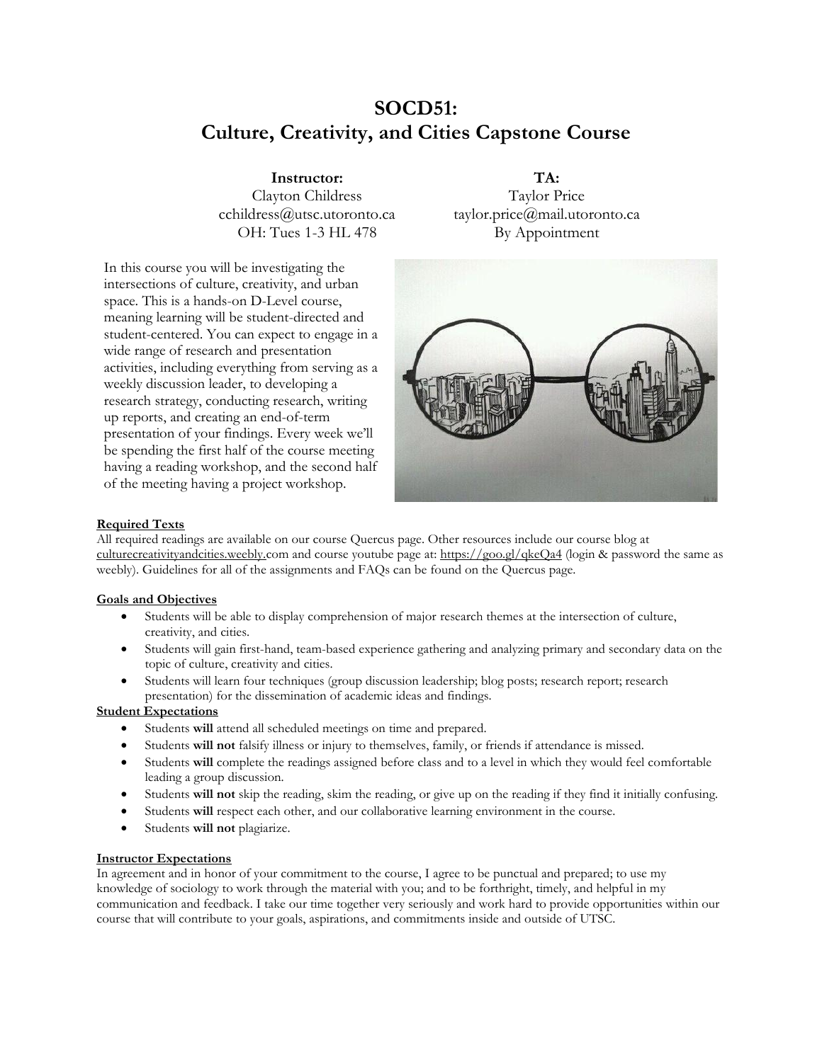# SOCD51:
# Culture, Creativity, and Cities Capstone Course

**Instructor:**
Clayton Childress
cchildress@utsc.utoronto.ca
OH: Tues 1-3 HL 478

**TA:**
Taylor Price
taylor.price@mail.utoronto.ca
By Appointment

In this course you will be investigating the intersections of culture, creativity, and urban space. This is a hands-on D-Level course, meaning learning will be student-directed and student-centered. You can expect to engage in a wide range of research and presentation activities, including everything from serving as a weekly discussion leader, to developing a research strategy, conducting research, writing up reports, and creating an end-of-term presentation of your findings. Every week we'll be spending the first half of the course meeting having a reading workshop, and the second half of the meeting having a project workshop.

**Required Texts**

All required readings are available on our course Quercus page. Other resources include our course blog at culturecreativityandcities.weebly.com and course youtube page at: https://goo.gl/qkeQa4 (login & password the same as weebly). Guidelines for all of the assignments and FAQs can be found on the Quercus page.

**Goals and Objectives**

- Students will be able to display comprehension of major research themes at the intersection of culture, creativity, and cities.
- Students will gain first-hand, team-based experience gathering and analyzing primary and secondary data on the topic of culture, creativity and cities.
- Students will learn four techniques (group discussion leadership; blog posts; research report; research presentation) for the dissemination of academic ideas and findings.

**Student Expectations**

- Students **will** attend all scheduled meetings on time and prepared.
- Students **will not** falsify illness or injury to themselves, family, or friends if attendance is missed.
- Students **will** complete the readings assigned before class and to a level in which they would feel comfortable leading a group discussion.
- Students **will not** skip the reading, skim the reading, or give up on the reading if they find it initially confusing.
- Students **will** respect each other, and our collaborative learning environment in the course.
- Students **will not** plagiarize.

**Instructor Expectations**

In agreement and in honor of your commitment to the course, I agree to be punctual and prepared; to use my knowledge of sociology to work through the material with you; and to be forthright, timely, and helpful in my communication and feedback. I take our time together very seriously and work hard to provide opportunities within our course that will contribute to your goals, aspirations, and commitments inside and outside of UTSC.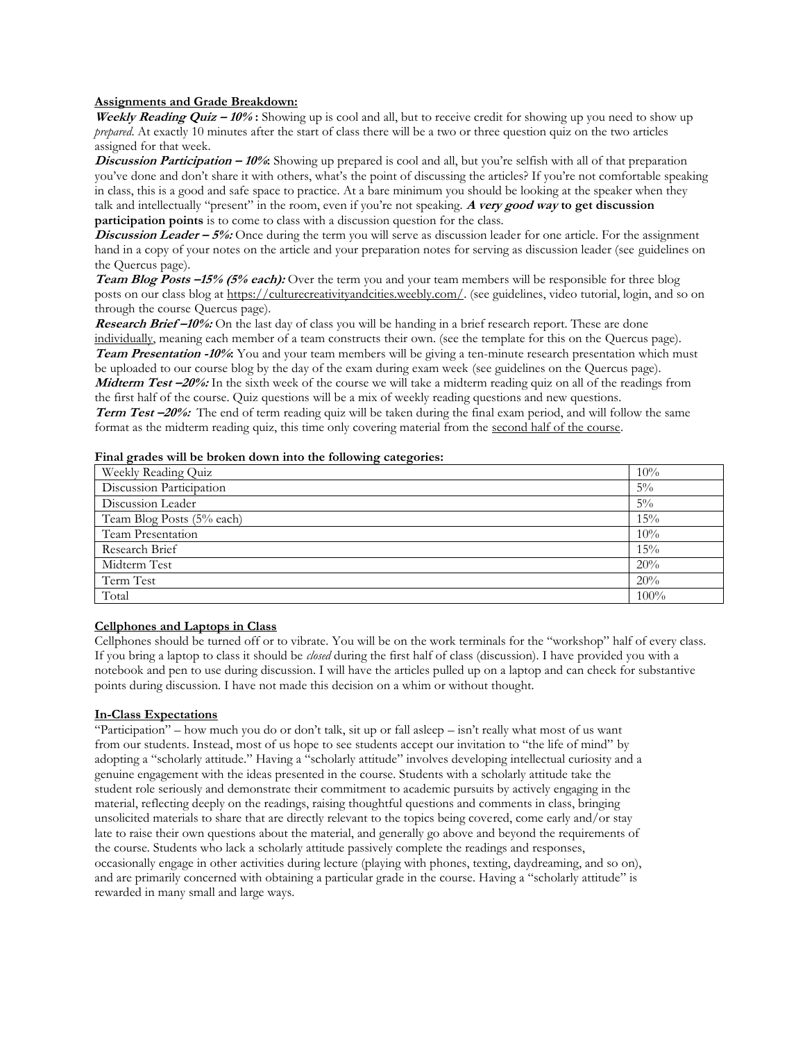**Assignments and Grade Breakdown:**

***Weekly Reading Quiz – 10%*:** Showing up is cool and all, but to receive credit for showing up you need to show up *prepared*. At exactly 10 minutes after the start of class there will be a two or three question quiz on the two articles assigned for that week.

***Discussion Participation – 10%*:** Showing up prepared is cool and all, but you're selfish with all of that preparation you've done and don't share it with others, what's the point of discussing the articles? If you're not comfortable speaking in class, this is a good and safe space to practice. At a bare minimum you should be looking at the speaker when they talk and intellectually "present" in the room, even if you're not speaking. ***A very good way* to get discussion participation points** is to come to class with a discussion question for the class.

***Discussion Leader – 5%:*** Once during the term you will serve as discussion leader for one article. For the assignment hand in a copy of your notes on the article and your preparation notes for serving as discussion leader (see guidelines on the Quercus page).

***Team Blog Posts –15% (5% each):*** Over the term you and your team members will be responsible for three blog posts on our class blog at https://culturecreativityandcities.weebly.com/. (see guidelines, video tutorial, login, and so on through the course Quercus page).

***Research Brief –10%:*** On the last day of class you will be handing in a brief research report. These are done individually, meaning each member of a team constructs their own. (see the template for this on the Quercus page).

***Team Presentation -10%*:** You and your team members will be giving a ten-minute research presentation which must be uploaded to our course blog by the day of the exam during exam week (see guidelines on the Quercus page).

***Midterm Test –20%:*** In the sixth week of the course we will take a midterm reading quiz on all of the readings from the first half of the course. Quiz questions will be a mix of weekly reading questions and new questions.

***Term Test –20%:*** The end of term reading quiz will be taken during the final exam period, and will follow the same format as the midterm reading quiz, this time only covering material from the second half of the course.

**Final grades will be broken down into the following categories:**

| Category | Weight |
|---|---|
| Weekly Reading Quiz | 10% |
| Discussion Participation | 5% |
| Discussion Leader | 5% |
| Team Blog Posts (5% each) | 15% |
| Team Presentation | 10% |
| Research Brief | 15% |
| Midterm Test | 20% |
| Term Test | 20% |
| Total | 100% |

**Cellphones and Laptops in Class**

Cellphones should be turned off or to vibrate. You will be on the work terminals for the "workshop" half of every class. If you bring a laptop to class it should be *closed* during the first half of class (discussion). I have provided you with a notebook and pen to use during discussion. I will have the articles pulled up on a laptop and can check for substantive points during discussion. I have not made this decision on a whim or without thought.

**In-Class Expectations**

"Participation" – how much you do or don't talk, sit up or fall asleep – isn't really what most of us want from our students. Instead, most of us hope to see students accept our invitation to "the life of mind" by adopting a "scholarly attitude." Having a "scholarly attitude" involves developing intellectual curiosity and a genuine engagement with the ideas presented in the course. Students with a scholarly attitude take the student role seriously and demonstrate their commitment to academic pursuits by actively engaging in the material, reflecting deeply on the readings, raising thoughtful questions and comments in class, bringing unsolicited materials to share that are directly relevant to the topics being covered, come early and/or stay late to raise their own questions about the material, and generally go above and beyond the requirements of the course. Students who lack a scholarly attitude passively complete the readings and responses, occasionally engage in other activities during lecture (playing with phones, texting, daydreaming, and so on), and are primarily concerned with obtaining a particular grade in the course. Having a "scholarly attitude" is rewarded in many small and large ways.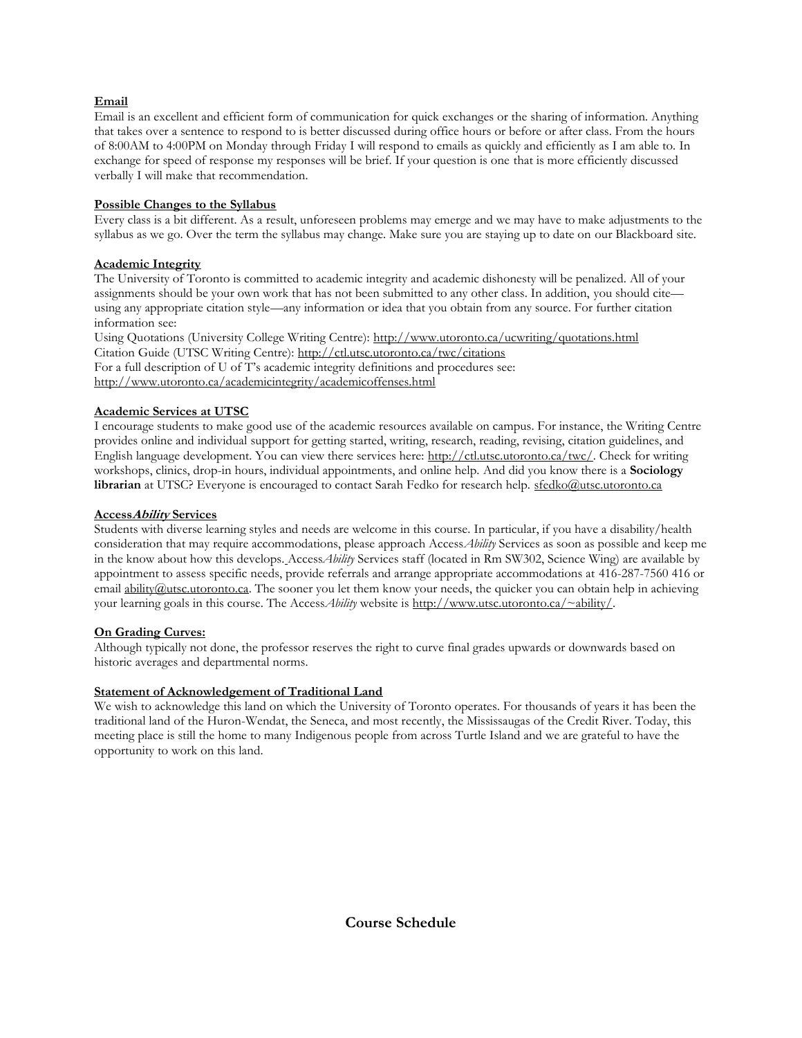**Email**

Email is an excellent and efficient form of communication for quick exchanges or the sharing of information. Anything that takes over a sentence to respond to is better discussed during office hours or before or after class. From the hours of 8:00AM to 4:00PM on Monday through Friday I will respond to emails as quickly and efficiently as I am able to. In exchange for speed of response my responses will be brief. If your question is one that is more efficiently discussed verbally I will make that recommendation.

**Possible Changes to the Syllabus**

Every class is a bit different. As a result, unforeseen problems may emerge and we may have to make adjustments to the syllabus as we go. Over the term the syllabus may change. Make sure you are staying up to date on our Blackboard site.

**Academic Integrity**

The University of Toronto is committed to academic integrity and academic dishonesty will be penalized. All of your assignments should be your own work that has not been submitted to any other class. In addition, you should cite—using any appropriate citation style—any information or idea that you obtain from any source. For further citation information see:

Using Quotations (University College Writing Centre): http://www.utoronto.ca/ucwriting/quotations.html

Citation Guide (UTSC Writing Centre): http://ctl.utsc.utoronto.ca/twc/citations

For a full description of U of T's academic integrity definitions and procedures see:

http://www.utoronto.ca/academicintegrity/academicoffenses.html

**Academic Services at UTSC**

I encourage students to make good use of the academic resources available on campus. For instance, the Writing Centre provides online and individual support for getting started, writing, research, reading, revising, citation guidelines, and English language development. You can view there services here: http://ctl.utsc.utoronto.ca/twc/. Check for writing workshops, clinics, drop-in hours, individual appointments, and online help. And did you know there is a **Sociology librarian** at UTSC? Everyone is encouraged to contact Sarah Fedko for research help. sfedko@utsc.utoronto.ca

**Access*Ability* Services**

Students with diverse learning styles and needs are welcome in this course. In particular, if you have a disability/health consideration that may require accommodations, please approach Access*Ability* Services as soon as possible and keep me in the know about how this develops. Access*Ability* Services staff (located in Rm SW302, Science Wing) are available by appointment to assess specific needs, provide referrals and arrange appropriate accommodations at 416-287-7560 416 or email ability@utsc.utoronto.ca. The sooner you let them know your needs, the quicker you can obtain help in achieving your learning goals in this course. The Access*Ability* website is http://www.utsc.utoronto.ca/~ability/.

**On Grading Curves:**

Although typically not done, the professor reserves the right to curve final grades upwards or downwards based on historic averages and departmental norms.

**Statement of Acknowledgement of Traditional Land**

We wish to acknowledge this land on which the University of Toronto operates. For thousands of years it has been the traditional land of the Huron-Wendat, the Seneca, and most recently, the Mississaugas of the Credit River. Today, this meeting place is still the home to many Indigenous people from across Turtle Island and we are grateful to have the opportunity to work on this land.

## Course Schedule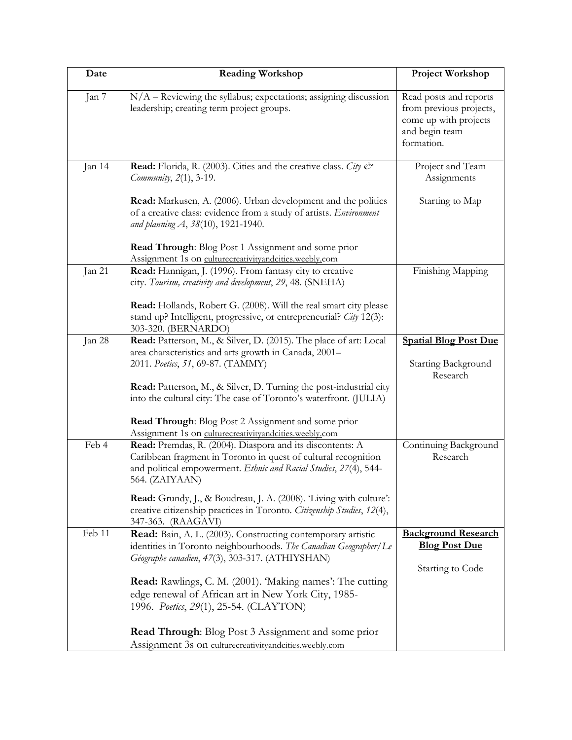| Date | Reading Workshop | Project Workshop |
|---|---|---|
| Jan 7 | N/A – Reviewing the syllabus; expectations; assigning discussion leadership; creating term project groups. | Read posts and reports from previous projects, come up with projects and begin team formation. |
| Jan 14 | **Read:** Florida, R. (2003). Cities and the creative class. *City & Community*, *2*(1), 3-19.<br><br>**Read:** Markusen, A. (2006). Urban development and the politics of a creative class: evidence from a study of artists. *Environment and planning A*, *38*(10), 1921-1940.<br><br>**Read Through**: Blog Post 1 Assignment and some prior Assignment 1s on culturecreativityandcities.weebly.com | Project and Team Assignments<br><br>Starting to Map |
| Jan 21 | **Read:** Hannigan, J. (1996). From fantasy city to creative city. *Tourism, creativity and development*, *29*, 48. (SNEHA)<br><br>**Read:** Hollands, Robert G. (2008). Will the real smart city please stand up? Intelligent, progressive, or entrepreneurial? *City* 12(3): 303-320. (BERNARDO) | Finishing Mapping |
| Jan 28 | **Read:** Patterson, M., & Silver, D. (2015). The place of art: Local area characteristics and arts growth in Canada, 2001–2011. *Poetics*, *51*, 69-87. (TAMMY)<br><br>**Read:** Patterson, M., & Silver, D. Turning the post-industrial city into the cultural city: The case of Toronto's waterfront. (JULIA)<br><br>**Read Through**: Blog Post 2 Assignment and some prior Assignment 1s on culturecreativityandcities.weebly.com | **Spatial Blog Post Due**<br><br>Starting Background Research |
| Feb 4 | **Read:** Premdas, R. (2004). Diaspora and its discontents: A Caribbean fragment in Toronto in quest of cultural recognition and political empowerment. *Ethnic and Racial Studies*, *27*(4), 544-564. (ZAIYAAN)<br><br>**Read:** Grundy, J., & Boudreau, J. A. (2008). 'Living with culture': creative citizenship practices in Toronto. *Citizenship Studies*, *12*(4), 347-363. (RAAGAVI) | Continuing Background Research |
| Feb 11 | **Read:** Bain, A. L. (2003). Constructing contemporary artistic identities in Toronto neighbourhoods. *The Canadian Geographer/Le Géographe canadien*, *47*(3), 303-317. (ATHIYSHAN)<br><br>**Read:** Rawlings, C. M. (2001). 'Making names': The cutting edge renewal of African art in New York City, 1985-1996. *Poetics*, *29*(1), 25-54. (CLAYTON)<br><br>**Read Through**: Blog Post 3 Assignment and some prior Assignment 3s on culturecreativityandcities.weebly.com | **Background Research Blog Post Due**<br><br>Starting to Code |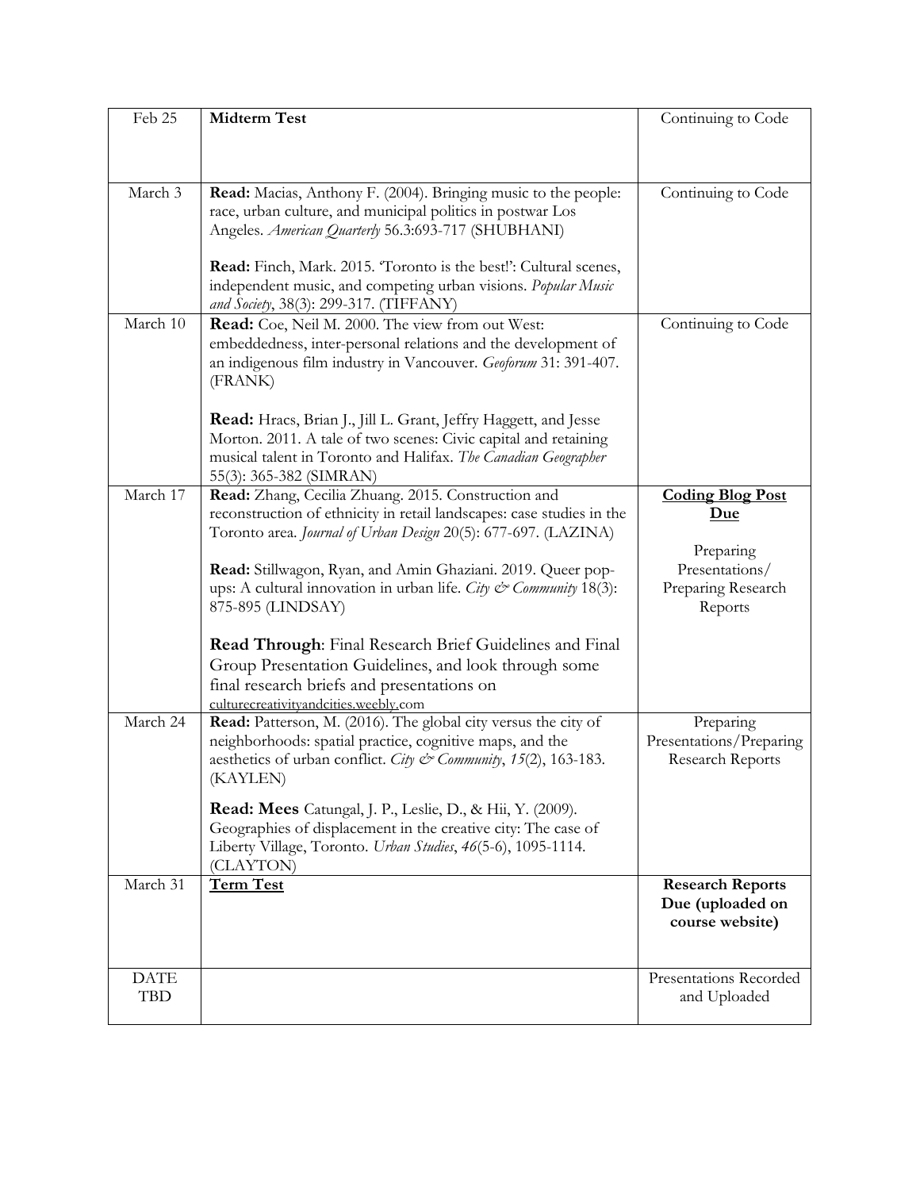| | | |
|---|---|---|
| Feb 25 | **Midterm Test** | Continuing to Code |
| March 3 | **Read:** Macias, Anthony F. (2004). Bringing music to the people: race, urban culture, and municipal politics in postwar Los Angeles. *American Quarterly* 56.3:693-717 (SHUBHANI)<br><br>**Read:** Finch, Mark. 2015. 'Toronto is the best!': Cultural scenes, independent music, and competing urban visions. *Popular Music and Society*, 38(3): 299-317. (TIFFANY) | Continuing to Code |
| March 10 | **Read:** Coe, Neil M. 2000. The view from out West: embeddedness, inter-personal relations and the development of an indigenous film industry in Vancouver. *Geoforum* 31: 391-407. (FRANK)<br><br>**Read:** Hracs, Brian J., Jill L. Grant, Jeffry Haggett, and Jesse Morton. 2011. A tale of two scenes: Civic capital and retaining musical talent in Toronto and Halifax. *The Canadian Geographer* 55(3): 365-382 (SIMRAN) | Continuing to Code |
| March 17 | **Read:** Zhang, Cecilia Zhuang. 2015. Construction and reconstruction of ethnicity in retail landscapes: case studies in the Toronto area. *Journal of Urban Design* 20(5): 677-697. (LAZINA)<br><br>**Read:** Stillwagon, Ryan, and Amin Ghaziani. 2019. Queer pop-ups: A cultural innovation in urban life. *City & Community* 18(3): 875-895 (LINDSAY)<br><br>**Read Through**: Final Research Brief Guidelines and Final Group Presentation Guidelines, and look through some final research briefs and presentations on culturecreativityandcities.weebly.com | **Coding Blog Post Due**<br><br>Preparing Presentations/ Preparing Research Reports |
| March 24 | **Read:** Patterson, M. (2016). The global city versus the city of neighborhoods: spatial practice, cognitive maps, and the aesthetics of urban conflict. *City & Community*, *15*(2), 163-183. (KAYLEN)<br><br>**Read: Mees** Catungal, J. P., Leslie, D., & Hii, Y. (2009). Geographies of displacement in the creative city: The case of Liberty Village, Toronto. *Urban Studies*, *46*(5-6), 1095-1114. (CLAYTON) | Preparing Presentations/Preparing Research Reports |
| March 31 | **Term Test** | **Research Reports Due (uploaded on course website)** |
| DATE TBD | | Presentations Recorded and Uploaded |